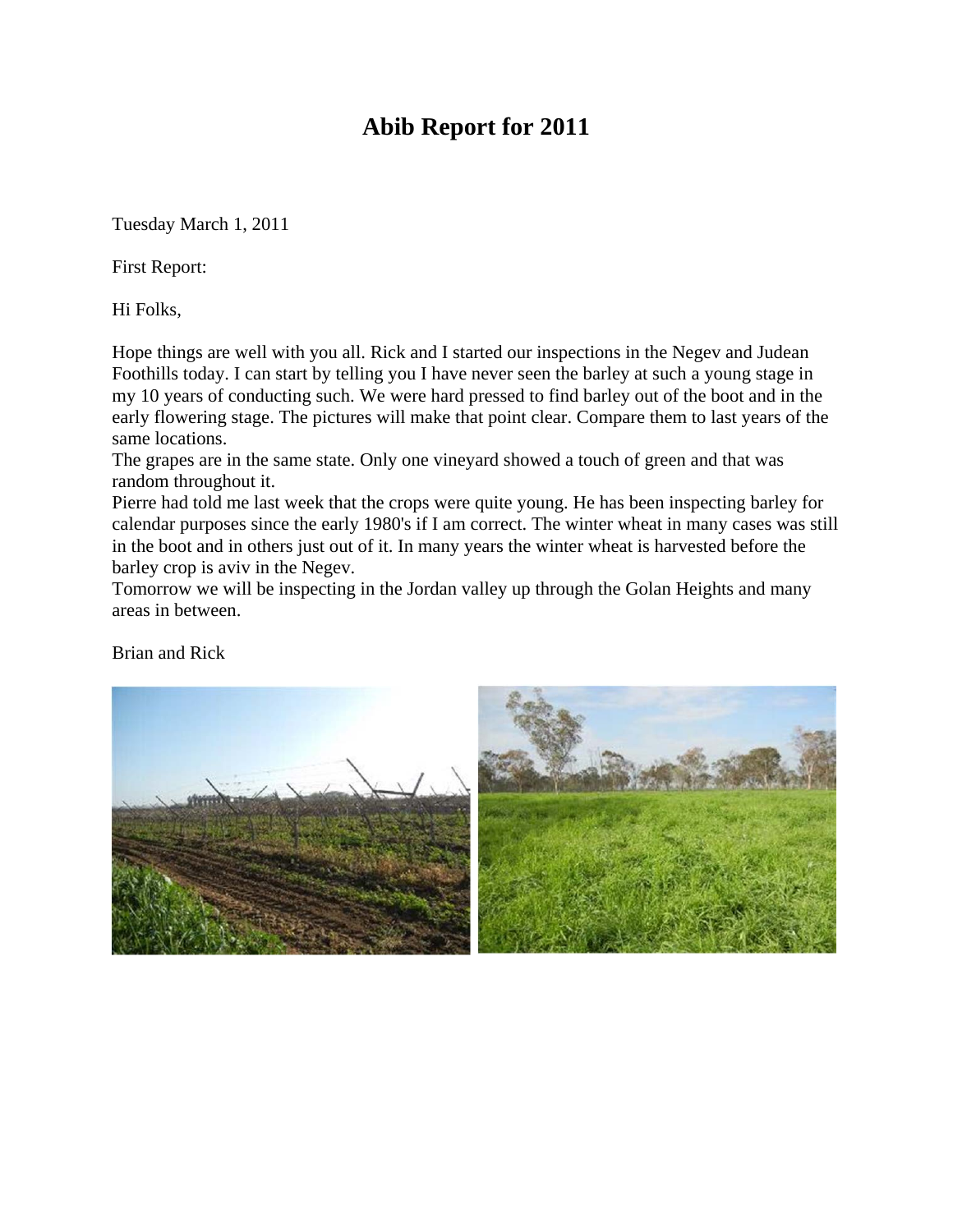# Abib Report for 2011

Tuesday March 1, 2011

First Report:

Hi Folks,

Hope things are well with you all. Rick and I started our inspections in the Negev and Judean Foothills today. I can start by telling you I have never seen the barley at such a young stage in my 10 years of conducting such. We were hard pressed to find barley out of the boot and in the early flowering stage. The pictures will make that point clear. Compare them to last years of the same locations.

The grapes are in the same state. Only one vineyard showed a touch of green and that was random throughout it.

Pierre had told me last week that the crops were quite young. He has been inspecting barley for calendar purposes since the early 1980's if I am correct. The winter wheat in many cases was still in the boot and in others just out of it. In many years the winter wheat is harvested before the barley crop is aviv in the Negev.

Tomorrow we will be inspecting in the Jordan valley up through the Golan Heights and many areas in between.

Brian and Rick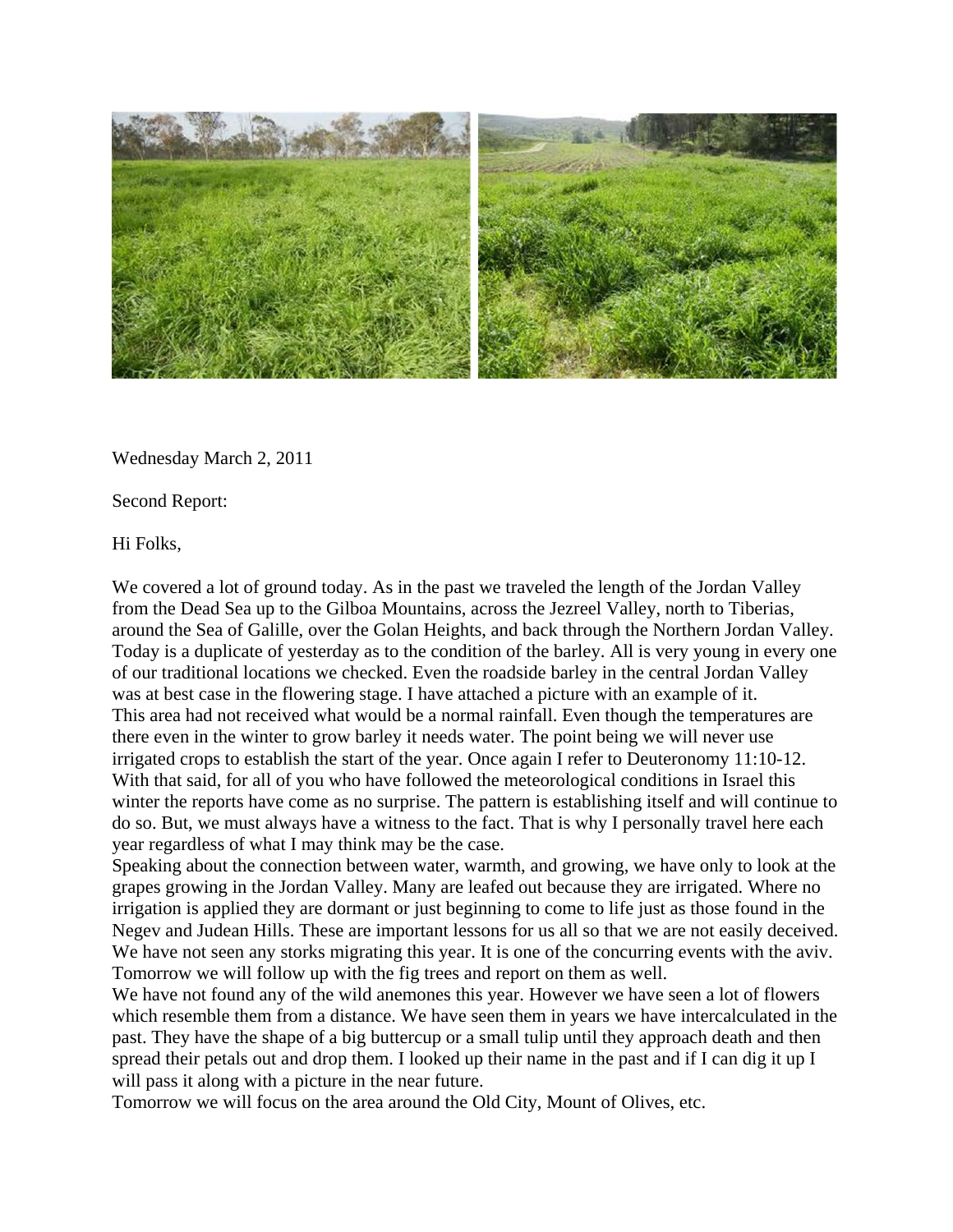Wednesday March 2, 2011

Second Report:

Hi Folks,

We covered a lot of ground today. As in the past we traveled the length of the Jordan Valley from the Dead Sea up to the Gilboa Mountains, across the Jezreel Valley, north to Tiberias, around the Sea of Galille, over the Golan Heights, and back through the Northern Jordan Valley. Today is a duplicate of yesterday as to the condition of the barley. All is very young in every one of our traditional locations we checked. Even the roadside barley in the central Jordan Valley was at best case in the flowering stage. I have attached a picture with an example of it.
This area had not received what would be a normal rainfall. Even though the temperatures are there even in the winter to grow barley it needs water. The point being we will never use irrigated crops to establish the start of the year. Once again I refer to Deuteronomy 11:10-12. With that said, for all of you who have followed the meteorological conditions in Israel this winter the reports have come as no surprise. The pattern is establishing itself and will continue to do so. But, we must always have a witness to the fact. That is why I personally travel here each year regardless of what I may think may be the case.
Speaking about the connection between water, warmth, and growing, we have only to look at the grapes growing in the Jordan Valley. Many are leafed out because they are irrigated. Where no irrigation is applied they are dormant or just beginning to come to life just as those found in the Negev and Judean Hills. These are important lessons for us all so that we are not easily deceived. We have not seen any storks migrating this year. It is one of the concurring events with the aviv. Tomorrow we will follow up with the fig trees and report on them as well.
We have not found any of the wild anemones this year. However we have seen a lot of flowers which resemble them from a distance. We have seen them in years we have intercalculated in the past. They have the shape of a big buttercup or a small tulip until they approach death and then spread their petals out and drop them. I looked up their name in the past and if I can dig it up I will pass it along with a picture in the near future.
Tomorrow we will focus on the area around the Old City, Mount of Olives, etc.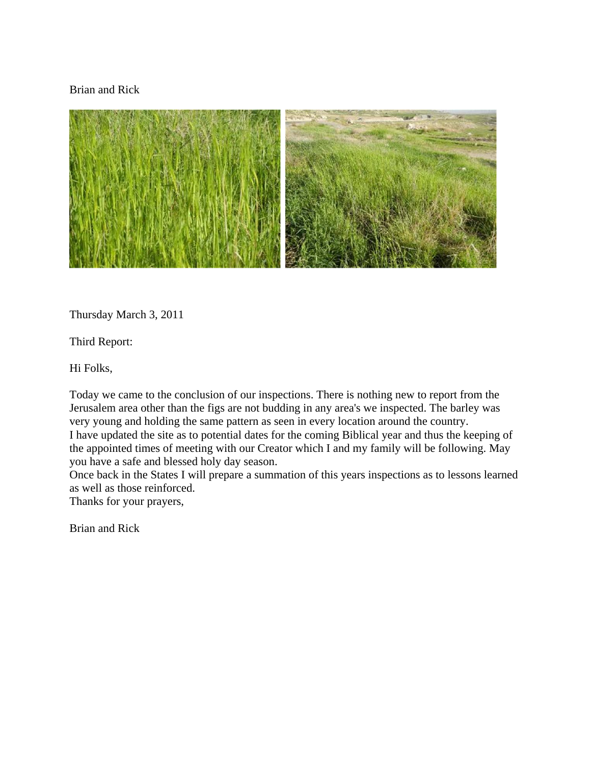Brian and Rick

Thursday March 3, 2011

Third Report:

Hi Folks,

Today we came to the conclusion of our inspections. There is nothing new to report from the Jerusalem area other than the figs are not budding in any area's we inspected. The barley was very young and holding the same pattern as seen in every location around the country.
I have updated the site as to potential dates for the coming Biblical year and thus the keeping of the appointed times of meeting with our Creator which I and my family will be following. May you have a safe and blessed holy day season.
Once back in the States I will prepare a summation of this years inspections as to lessons learned as well as those reinforced.
Thanks for your prayers,

Brian and Rick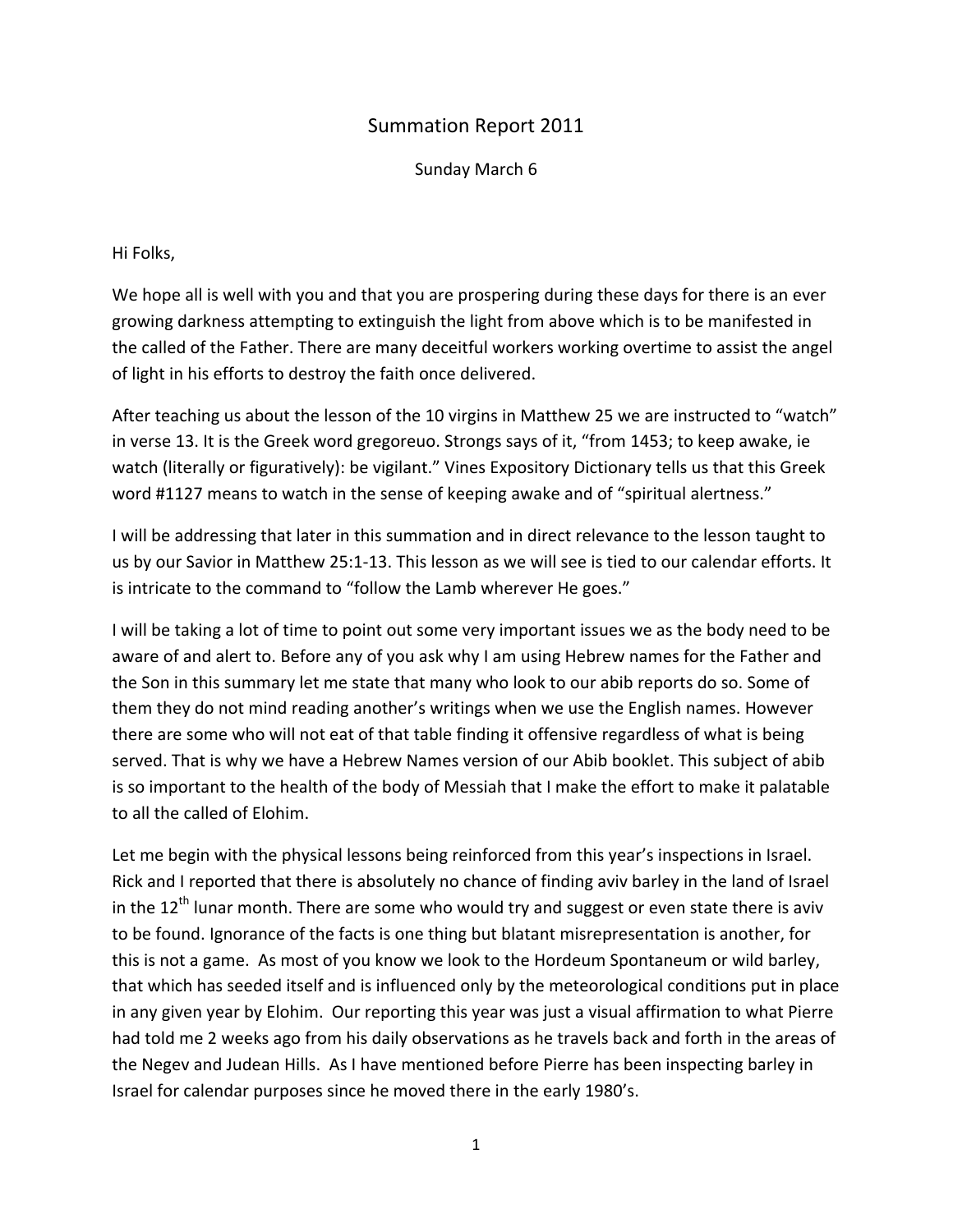# Summation Report 2011

Sunday March 6

Hi Folks,

We hope all is well with you and that you are prospering during these days for there is an ever growing darkness attempting to extinguish the light from above which is to be manifested in the called of the Father. There are many deceitful workers working overtime to assist the angel of light in his efforts to destroy the faith once delivered.

After teaching us about the lesson of the 10 virgins in Matthew 25 we are instructed to "watch" in verse 13. It is the Greek word gregoreuo. Strongs says of it, "from 1453; to keep awake, ie watch (literally or figuratively): be vigilant." Vines Expository Dictionary tells us that this Greek word #1127 means to watch in the sense of keeping awake and of "spiritual alertness."

I will be addressing that later in this summation and in direct relevance to the lesson taught to us by our Savior in Matthew 25:1-13. This lesson as we will see is tied to our calendar efforts. It is intricate to the command to "follow the Lamb wherever He goes."

I will be taking a lot of time to point out some very important issues we as the body need to be aware of and alert to. Before any of you ask why I am using Hebrew names for the Father and the Son in this summary let me state that many who look to our abib reports do so. Some of them they do not mind reading another's writings when we use the English names. However there are some who will not eat of that table finding it offensive regardless of what is being served. That is why we have a Hebrew Names version of our Abib booklet. This subject of abib is so important to the health of the body of Messiah that I make the effort to make it palatable to all the called of Elohim.

Let me begin with the physical lessons being reinforced from this year's inspections in Israel. Rick and I reported that there is absolutely no chance of finding aviv barley in the land of Israel in the 12th lunar month. There are some who would try and suggest or even state there is aviv to be found. Ignorance of the facts is one thing but blatant misrepresentation is another, for this is not a game. As most of you know we look to the Hordeum Spontaneum or wild barley, that which has seeded itself and is influenced only by the meteorological conditions put in place in any given year by Elohim. Our reporting this year was just a visual affirmation to what Pierre had told me 2 weeks ago from his daily observations as he travels back and forth in the areas of the Negev and Judean Hills. As I have mentioned before Pierre has been inspecting barley in Israel for calendar purposes since he moved there in the early 1980's.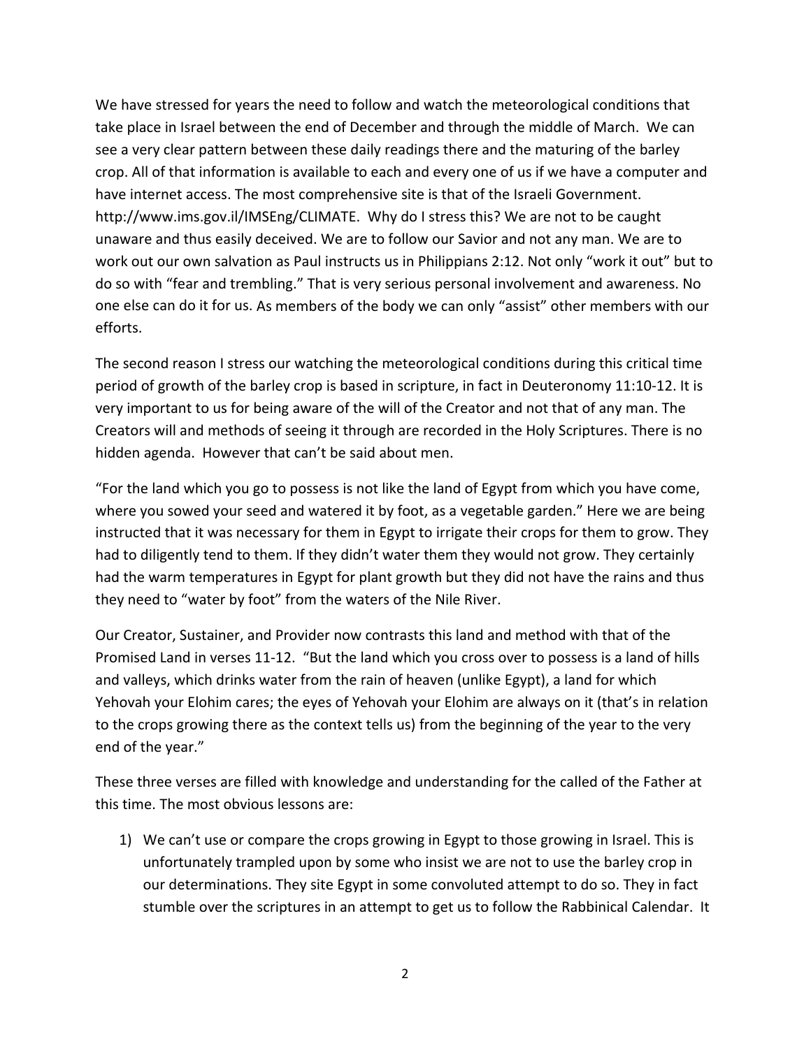We have stressed for years the need to follow and watch the meteorological conditions that take place in Israel between the end of December and through the middle of March. We can see a very clear pattern between these daily readings there and the maturing of the barley crop. All of that information is available to each and every one of us if we have a computer and have internet access. The most comprehensive site is that of the Israeli Government. http://www.ims.gov.il/IMSEng/CLIMATE. Why do I stress this? We are not to be caught unaware and thus easily deceived. We are to follow our Savior and not any man. We are to work out our own salvation as Paul instructs us in Philippians 2:12. Not only "work it out" but to do so with "fear and trembling." That is very serious personal involvement and awareness. No one else can do it for us. As members of the body we can only "assist" other members with our efforts.

The second reason I stress our watching the meteorological conditions during this critical time period of growth of the barley crop is based in scripture, in fact in Deuteronomy 11:10-12. It is very important to us for being aware of the will of the Creator and not that of any man. The Creators will and methods of seeing it through are recorded in the Holy Scriptures. There is no hidden agenda. However that can't be said about men.

"For the land which you go to possess is not like the land of Egypt from which you have come, where you sowed your seed and watered it by foot, as a vegetable garden." Here we are being instructed that it was necessary for them in Egypt to irrigate their crops for them to grow. They had to diligently tend to them. If they didn't water them they would not grow. They certainly had the warm temperatures in Egypt for plant growth but they did not have the rains and thus they need to "water by foot" from the waters of the Nile River.

Our Creator, Sustainer, and Provider now contrasts this land and method with that of the Promised Land in verses 11-12. "But the land which you cross over to possess is a land of hills and valleys, which drinks water from the rain of heaven (unlike Egypt), a land for which Yehovah your Elohim cares; the eyes of Yehovah your Elohim are always on it (that's in relation to the crops growing there as the context tells us) from the beginning of the year to the very end of the year."

These three verses are filled with knowledge and understanding for the called of the Father at this time. The most obvious lessons are:

1) We can't use or compare the crops growing in Egypt to those growing in Israel. This is unfortunately trampled upon by some who insist we are not to use the barley crop in our determinations. They site Egypt in some convoluted attempt to do so. They in fact stumble over the scriptures in an attempt to get us to follow the Rabbinical Calendar. It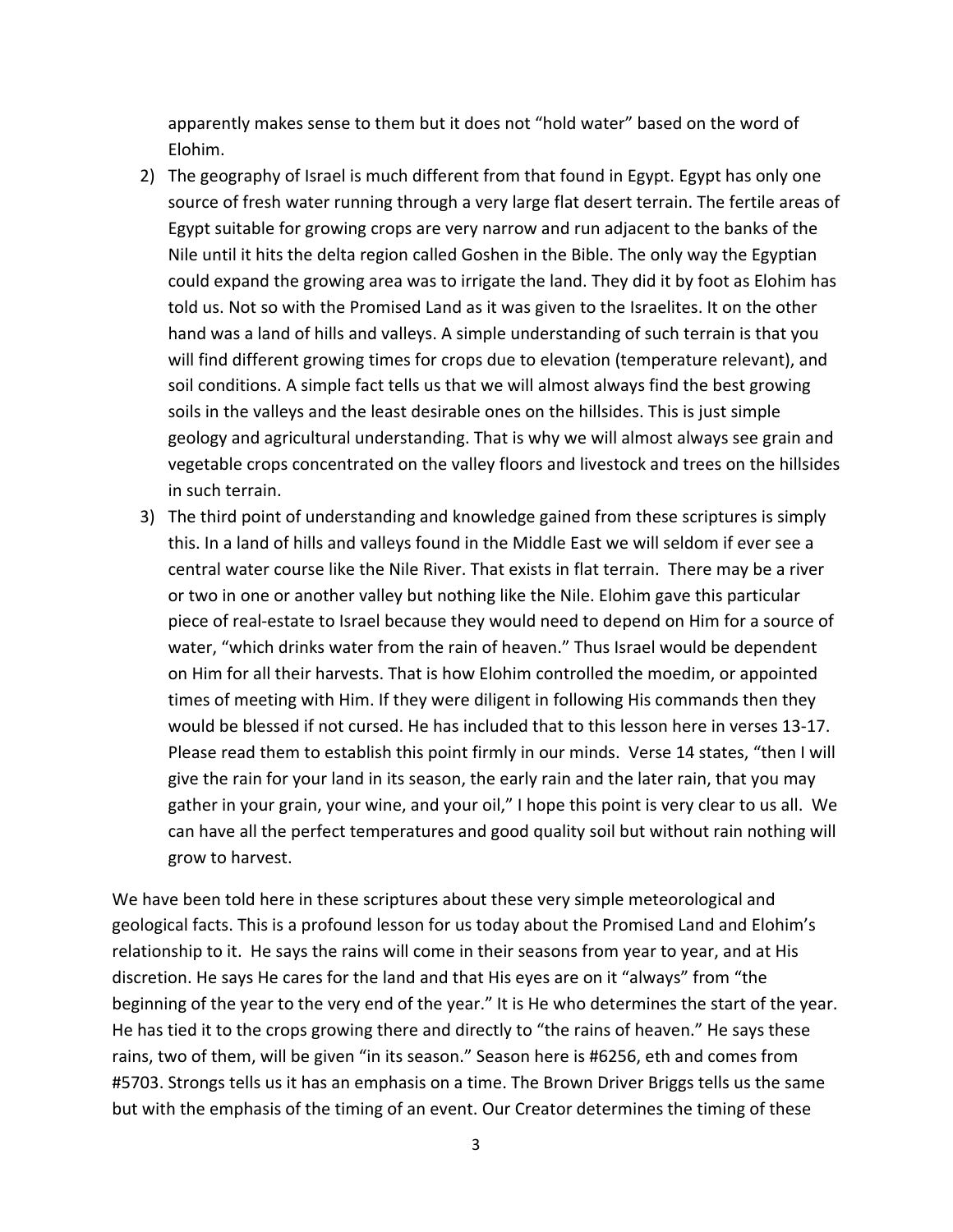apparently makes sense to them but it does not "hold water" based on the word of Elohim.

2) The geography of Israel is much different from that found in Egypt. Egypt has only one source of fresh water running through a very large flat desert terrain. The fertile areas of Egypt suitable for growing crops are very narrow and run adjacent to the banks of the Nile until it hits the delta region called Goshen in the Bible. The only way the Egyptian could expand the growing area was to irrigate the land. They did it by foot as Elohim has told us. Not so with the Promised Land as it was given to the Israelites. It on the other hand was a land of hills and valleys. A simple understanding of such terrain is that you will find different growing times for crops due to elevation (temperature relevant), and soil conditions. A simple fact tells us that we will almost always find the best growing soils in the valleys and the least desirable ones on the hillsides. This is just simple geology and agricultural understanding. That is why we will almost always see grain and vegetable crops concentrated on the valley floors and livestock and trees on the hillsides in such terrain.
3) The third point of understanding and knowledge gained from these scriptures is simply this. In a land of hills and valleys found in the Middle East we will seldom if ever see a central water course like the Nile River. That exists in flat terrain. There may be a river or two in one or another valley but nothing like the Nile. Elohim gave this particular piece of real-estate to Israel because they would need to depend on Him for a source of water, "which drinks water from the rain of heaven." Thus Israel would be dependent on Him for all their harvests. That is how Elohim controlled the moedim, or appointed times of meeting with Him. If they were diligent in following His commands then they would be blessed if not cursed. He has included that to this lesson here in verses 13-17. Please read them to establish this point firmly in our minds. Verse 14 states, "then I will give the rain for your land in its season, the early rain and the later rain, that you may gather in your grain, your wine, and your oil," I hope this point is very clear to us all. We can have all the perfect temperatures and good quality soil but without rain nothing will grow to harvest.

We have been told here in these scriptures about these very simple meteorological and geological facts. This is a profound lesson for us today about the Promised Land and Elohim's relationship to it. He says the rains will come in their seasons from year to year, and at His discretion. He says He cares for the land and that His eyes are on it "always" from "the beginning of the year to the very end of the year." It is He who determines the start of the year. He has tied it to the crops growing there and directly to "the rains of heaven." He says these rains, two of them, will be given "in its season." Season here is #6256, eth and comes from #5703. Strongs tells us it has an emphasis on a time. The Brown Driver Briggs tells us the same but with the emphasis of the timing of an event. Our Creator determines the timing of these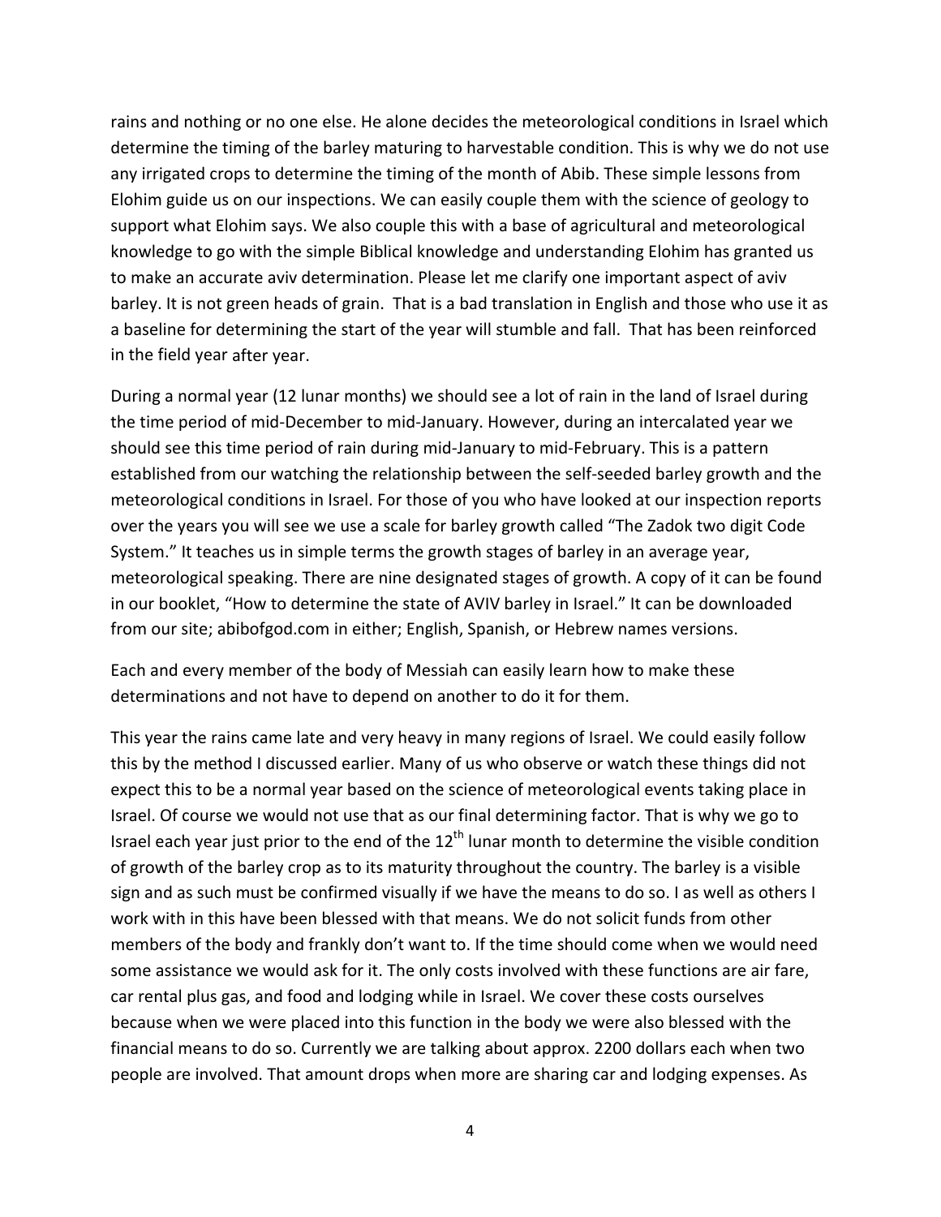rains and nothing or no one else. He alone decides the meteorological conditions in Israel which determine the timing of the barley maturing to harvestable condition. This is why we do not use any irrigated crops to determine the timing of the month of Abib. These simple lessons from Elohim guide us on our inspections. We can easily couple them with the science of geology to support what Elohim says. We also couple this with a base of agricultural and meteorological knowledge to go with the simple Biblical knowledge and understanding Elohim has granted us to make an accurate aviv determination. Please let me clarify one important aspect of aviv barley. It is not green heads of grain. That is a bad translation in English and those who use it as a baseline for determining the start of the year will stumble and fall. That has been reinforced in the field year after year.

During a normal year (12 lunar months) we should see a lot of rain in the land of Israel during the time period of mid-December to mid-January. However, during an intercalated year we should see this time period of rain during mid-January to mid-February. This is a pattern established from our watching the relationship between the self-seeded barley growth and the meteorological conditions in Israel. For those of you who have looked at our inspection reports over the years you will see we use a scale for barley growth called "The Zadok two digit Code System." It teaches us in simple terms the growth stages of barley in an average year, meteorological speaking. There are nine designated stages of growth. A copy of it can be found in our booklet, "How to determine the state of AVIV barley in Israel." It can be downloaded from our site; abibofgod.com in either; English, Spanish, or Hebrew names versions.

Each and every member of the body of Messiah can easily learn how to make these determinations and not have to depend on another to do it for them.

This year the rains came late and very heavy in many regions of Israel. We could easily follow this by the method I discussed earlier. Many of us who observe or watch these things did not expect this to be a normal year based on the science of meteorological events taking place in Israel. Of course we would not use that as our final determining factor. That is why we go to Israel each year just prior to the end of the 12th lunar month to determine the visible condition of growth of the barley crop as to its maturity throughout the country. The barley is a visible sign and as such must be confirmed visually if we have the means to do so. I as well as others I work with in this have been blessed with that means. We do not solicit funds from other members of the body and frankly don't want to. If the time should come when we would need some assistance we would ask for it. The only costs involved with these functions are air fare, car rental plus gas, and food and lodging while in Israel. We cover these costs ourselves because when we were placed into this function in the body we were also blessed with the financial means to do so. Currently we are talking about approx. 2200 dollars each when two people are involved. That amount drops when more are sharing car and lodging expenses. As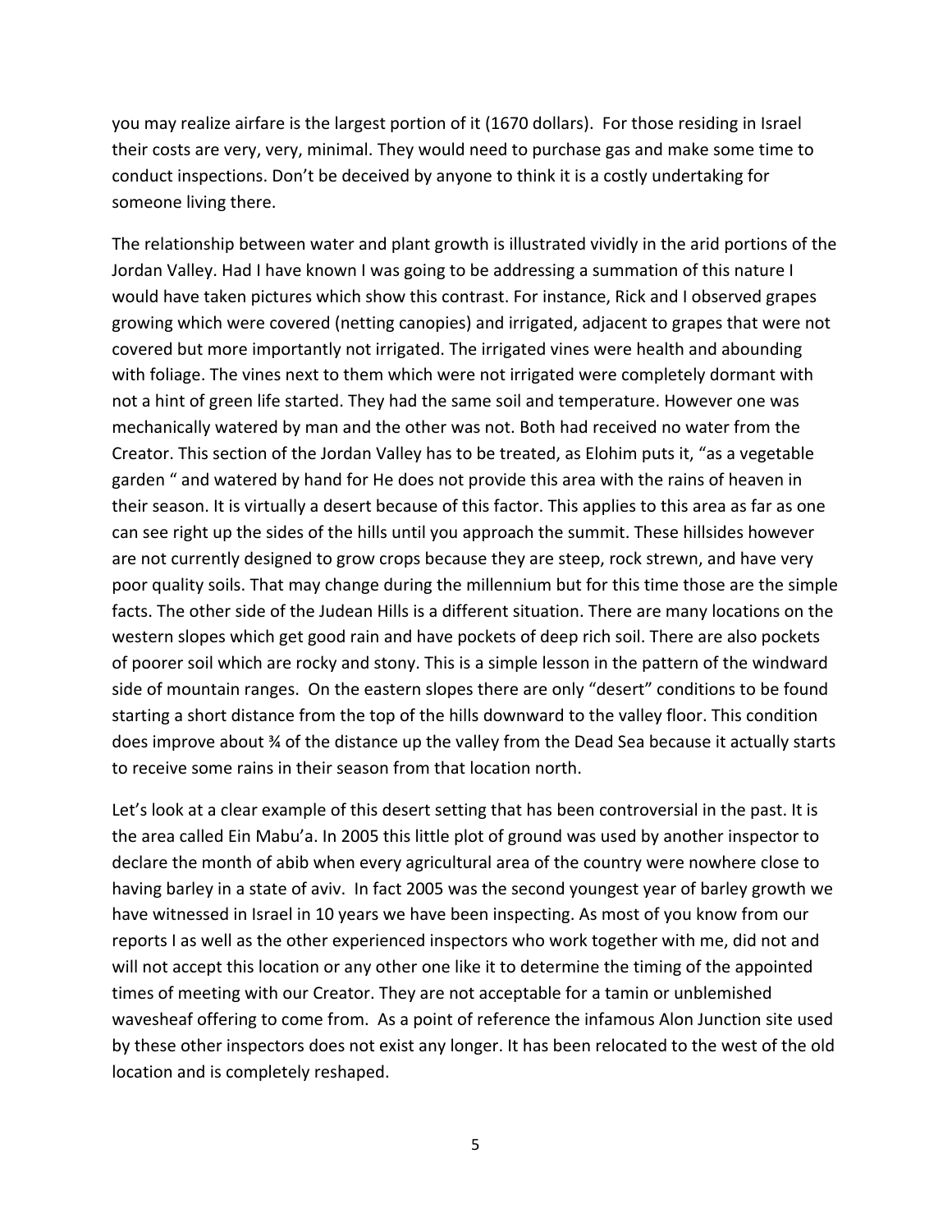you may realize airfare is the largest portion of it (1670 dollars). For those residing in Israel their costs are very, very, minimal. They would need to purchase gas and make some time to conduct inspections. Don't be deceived by anyone to think it is a costly undertaking for someone living there.

The relationship between water and plant growth is illustrated vividly in the arid portions of the Jordan Valley. Had I have known I was going to be addressing a summation of this nature I would have taken pictures which show this contrast. For instance, Rick and I observed grapes growing which were covered (netting canopies) and irrigated, adjacent to grapes that were not covered but more importantly not irrigated. The irrigated vines were health and abounding with foliage. The vines next to them which were not irrigated were completely dormant with not a hint of green life started. They had the same soil and temperature. However one was mechanically watered by man and the other was not. Both had received no water from the Creator. This section of the Jordan Valley has to be treated, as Elohim puts it, "as a vegetable garden " and watered by hand for He does not provide this area with the rains of heaven in their season. It is virtually a desert because of this factor. This applies to this area as far as one can see right up the sides of the hills until you approach the summit. These hillsides however are not currently designed to grow crops because they are steep, rock strewn, and have very poor quality soils. That may change during the millennium but for this time those are the simple facts. The other side of the Judean Hills is a different situation. There are many locations on the western slopes which get good rain and have pockets of deep rich soil. There are also pockets of poorer soil which are rocky and stony. This is a simple lesson in the pattern of the windward side of mountain ranges. On the eastern slopes there are only "desert" conditions to be found starting a short distance from the top of the hills downward to the valley floor. This condition does improve about ¾ of the distance up the valley from the Dead Sea because it actually starts to receive some rains in their season from that location north.

Let's look at a clear example of this desert setting that has been controversial in the past. It is the area called Ein Mabu'a. In 2005 this little plot of ground was used by another inspector to declare the month of abib when every agricultural area of the country were nowhere close to having barley in a state of aviv. In fact 2005 was the second youngest year of barley growth we have witnessed in Israel in 10 years we have been inspecting. As most of you know from our reports I as well as the other experienced inspectors who work together with me, did not and will not accept this location or any other one like it to determine the timing of the appointed times of meeting with our Creator. They are not acceptable for a tamin or unblemished wavesheaf offering to come from. As a point of reference the infamous Alon Junction site used by these other inspectors does not exist any longer. It has been relocated to the west of the old location and is completely reshaped.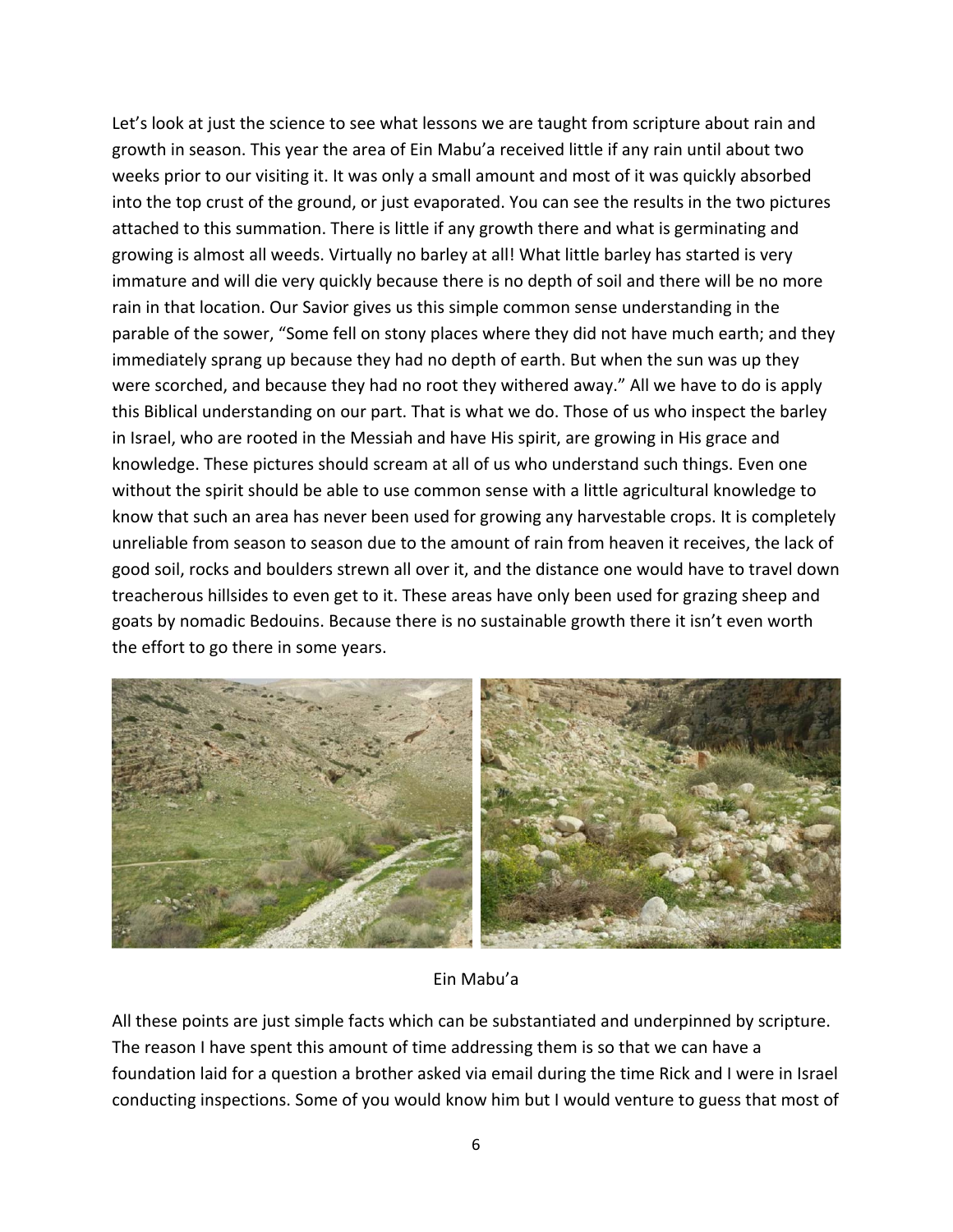Let's look at just the science to see what lessons we are taught from scripture about rain and growth in season. This year the area of Ein Mabu'a received little if any rain until about two weeks prior to our visiting it. It was only a small amount and most of it was quickly absorbed into the top crust of the ground, or just evaporated. You can see the results in the two pictures attached to this summation. There is little if any growth there and what is germinating and growing is almost all weeds. Virtually no barley at all! What little barley has started is very immature and will die very quickly because there is no depth of soil and there will be no more rain in that location. Our Savior gives us this simple common sense understanding in the parable of the sower, "Some fell on stony places where they did not have much earth; and they immediately sprang up because they had no depth of earth. But when the sun was up they were scorched, and because they had no root they withered away." All we have to do is apply this Biblical understanding on our part. That is what we do. Those of us who inspect the barley in Israel, who are rooted in the Messiah and have His spirit, are growing in His grace and knowledge. These pictures should scream at all of us who understand such things. Even one without the spirit should be able to use common sense with a little agricultural knowledge to know that such an area has never been used for growing any harvestable crops. It is completely unreliable from season to season due to the amount of rain from heaven it receives, the lack of good soil, rocks and boulders strewn all over it, and the distance one would have to travel down treacherous hillsides to even get to it. These areas have only been used for grazing sheep and goats by nomadic Bedouins. Because there is no sustainable growth there it isn't even worth the effort to go there in some years.

Ein Mabu'a

All these points are just simple facts which can be substantiated and underpinned by scripture. The reason I have spent this amount of time addressing them is so that we can have a foundation laid for a question a brother asked via email during the time Rick and I were in Israel conducting inspections. Some of you would know him but I would venture to guess that most of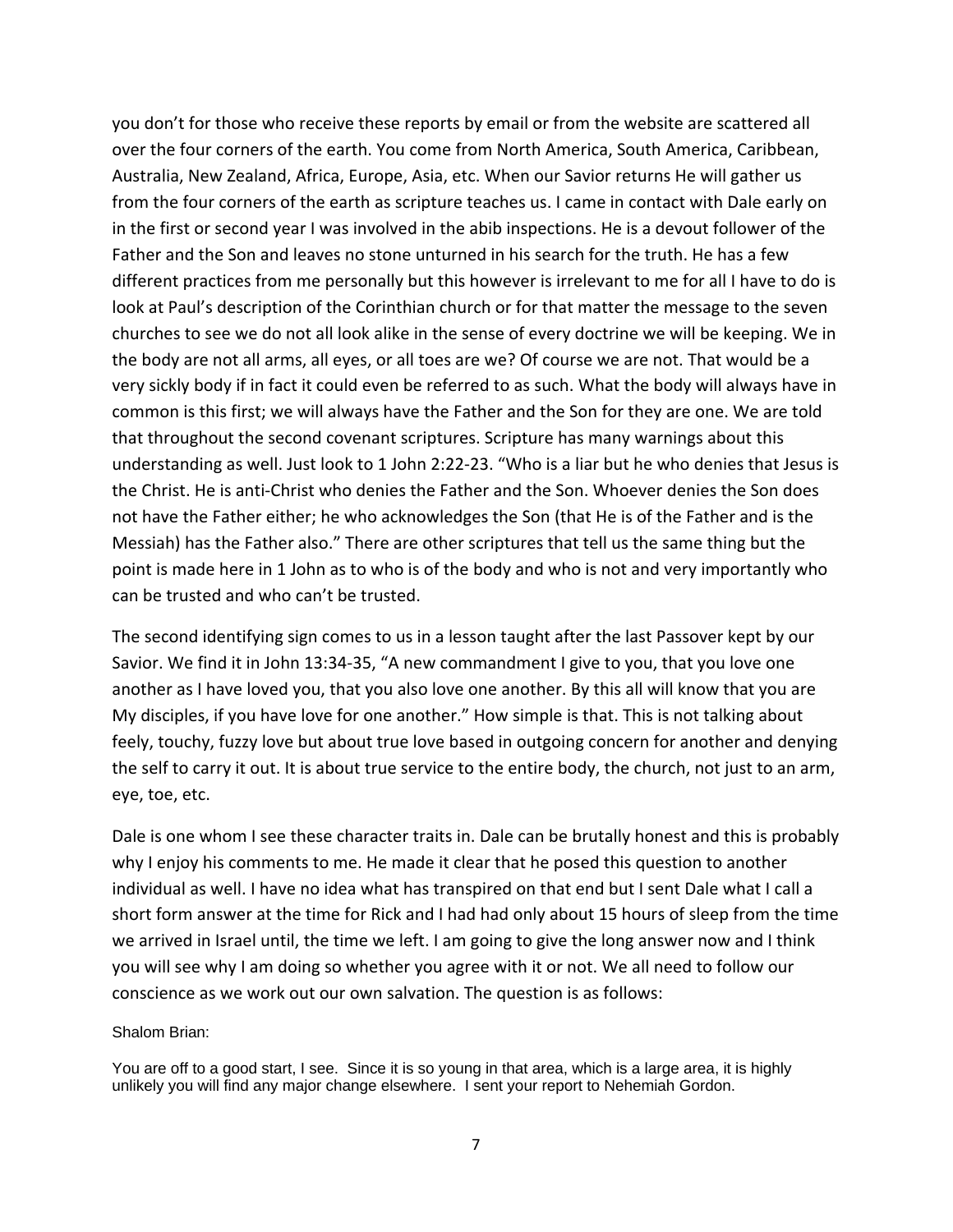you don't for those who receive these reports by email or from the website are scattered all over the four corners of the earth. You come from North America, South America, Caribbean, Australia, New Zealand, Africa, Europe, Asia, etc. When our Savior returns He will gather us from the four corners of the earth as scripture teaches us. I came in contact with Dale early on in the first or second year I was involved in the abib inspections. He is a devout follower of the Father and the Son and leaves no stone unturned in his search for the truth. He has a few different practices from me personally but this however is irrelevant to me for all I have to do is look at Paul's description of the Corinthian church or for that matter the message to the seven churches to see we do not all look alike in the sense of every doctrine we will be keeping. We in the body are not all arms, all eyes, or all toes are we? Of course we are not. That would be a very sickly body if in fact it could even be referred to as such. What the body will always have in common is this first; we will always have the Father and the Son for they are one. We are told that throughout the second covenant scriptures. Scripture has many warnings about this understanding as well. Just look to 1 John 2:22-23. "Who is a liar but he who denies that Jesus is the Christ. He is anti-Christ who denies the Father and the Son. Whoever denies the Son does not have the Father either; he who acknowledges the Son (that He is of the Father and is the Messiah) has the Father also." There are other scriptures that tell us the same thing but the point is made here in 1 John as to who is of the body and who is not and very importantly who can be trusted and who can't be trusted.

The second identifying sign comes to us in a lesson taught after the last Passover kept by our Savior. We find it in John 13:34-35, "A new commandment I give to you, that you love one another as I have loved you, that you also love one another. By this all will know that you are My disciples, if you have love for one another." How simple is that. This is not talking about feely, touchy, fuzzy love but about true love based in outgoing concern for another and denying the self to carry it out. It is about true service to the entire body, the church, not just to an arm, eye, toe, etc.

Dale is one whom I see these character traits in. Dale can be brutally honest and this is probably why I enjoy his comments to me. He made it clear that he posed this question to another individual as well. I have no idea what has transpired on that end but I sent Dale what I call a short form answer at the time for Rick and I had had only about 15 hours of sleep from the time we arrived in Israel until, the time we left. I am going to give the long answer now and I think you will see why I am doing so whether you agree with it or not. We all need to follow our conscience as we work out our own salvation. The question is as follows:

Shalom Brian:

You are off to a good start, I see. Since it is so young in that area, which is a large area, it is highly unlikely you will find any major change elsewhere. I sent your report to Nehemiah Gordon.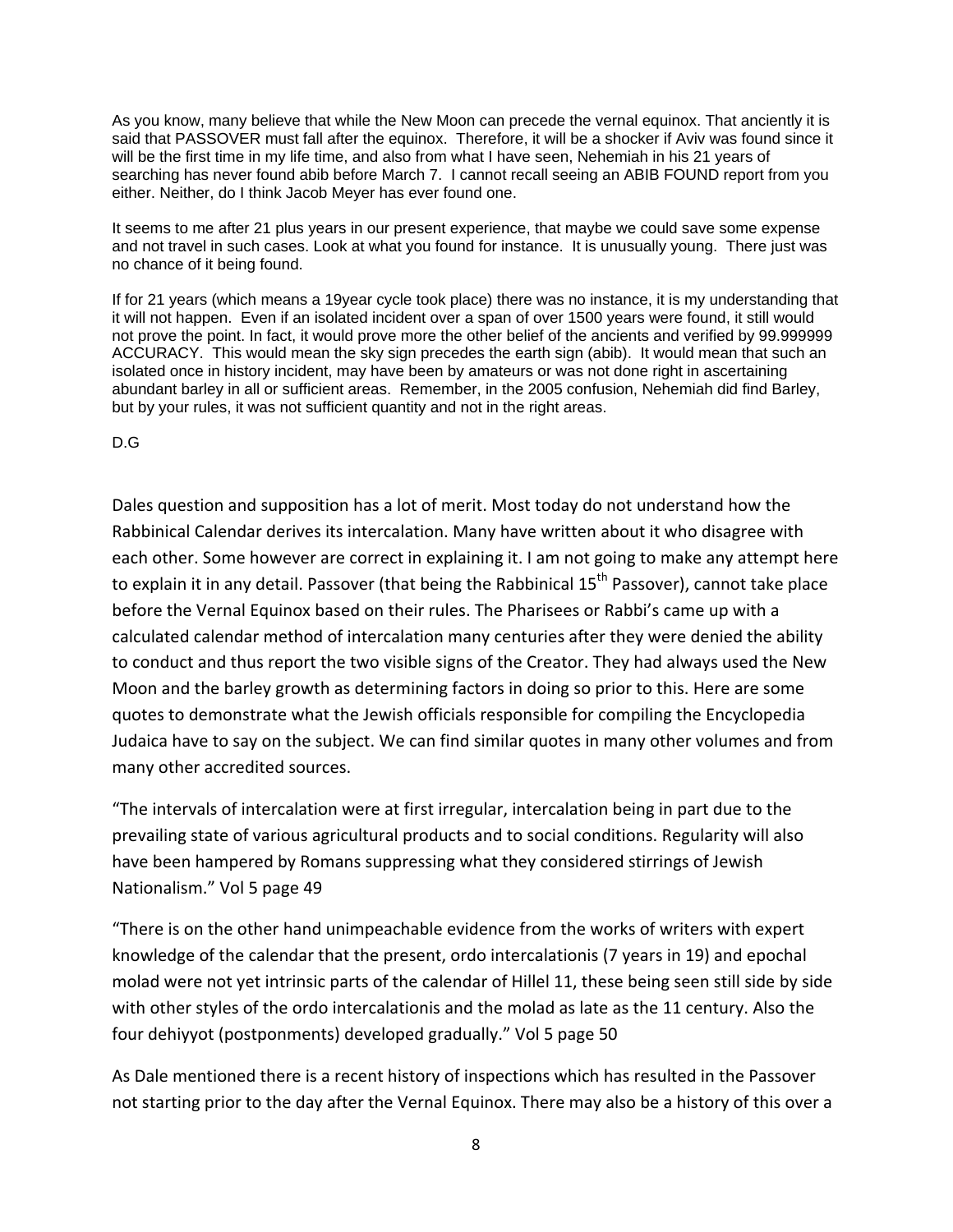As you know, many believe that while the New Moon can precede the vernal equinox. That anciently it is said that PASSOVER must fall after the equinox. Therefore, it will be a shocker if Aviv was found since it will be the first time in my life time, and also from what I have seen, Nehemiah in his 21 years of searching has never found abib before March 7. I cannot recall seeing an ABIB FOUND report from you either. Neither, do I think Jacob Meyer has ever found one.

It seems to me after 21 plus years in our present experience, that maybe we could save some expense and not travel in such cases. Look at what you found for instance. It is unusually young. There just was no chance of it being found.

If for 21 years (which means a 19year cycle took place) there was no instance, it is my understanding that it will not happen. Even if an isolated incident over a span of over 1500 years were found, it still would not prove the point. In fact, it would prove more the other belief of the ancients and verified by 99.999999 ACCURACY. This would mean the sky sign precedes the earth sign (abib). It would mean that such an isolated once in history incident, may have been by amateurs or was not done right in ascertaining abundant barley in all or sufficient areas. Remember, in the 2005 confusion, Nehemiah did find Barley, but by your rules, it was not sufficient quantity and not in the right areas.

D.G

Dales question and supposition has a lot of merit. Most today do not understand how the Rabbinical Calendar derives its intercalation. Many have written about it who disagree with each other. Some however are correct in explaining it. I am not going to make any attempt here to explain it in any detail. Passover (that being the Rabbinical 15th Passover), cannot take place before the Vernal Equinox based on their rules. The Pharisees or Rabbi's came up with a calculated calendar method of intercalation many centuries after they were denied the ability to conduct and thus report the two visible signs of the Creator. They had always used the New Moon and the barley growth as determining factors in doing so prior to this. Here are some quotes to demonstrate what the Jewish officials responsible for compiling the Encyclopedia Judaica have to say on the subject. We can find similar quotes in many other volumes and from many other accredited sources.

"The intervals of intercalation were at first irregular, intercalation being in part due to the prevailing state of various agricultural products and to social conditions. Regularity will also have been hampered by Romans suppressing what they considered stirrings of Jewish Nationalism." Vol 5 page 49

"There is on the other hand unimpeachable evidence from the works of writers with expert knowledge of the calendar that the present, ordo intercalationis (7 years in 19) and epochal molad were not yet intrinsic parts of the calendar of Hillel 11, these being seen still side by side with other styles of the ordo intercalationis and the molad as late as the 11 century. Also the four dehiyyot (postponments) developed gradually." Vol 5 page 50

As Dale mentioned there is a recent history of inspections which has resulted in the Passover not starting prior to the day after the Vernal Equinox. There may also be a history of this over a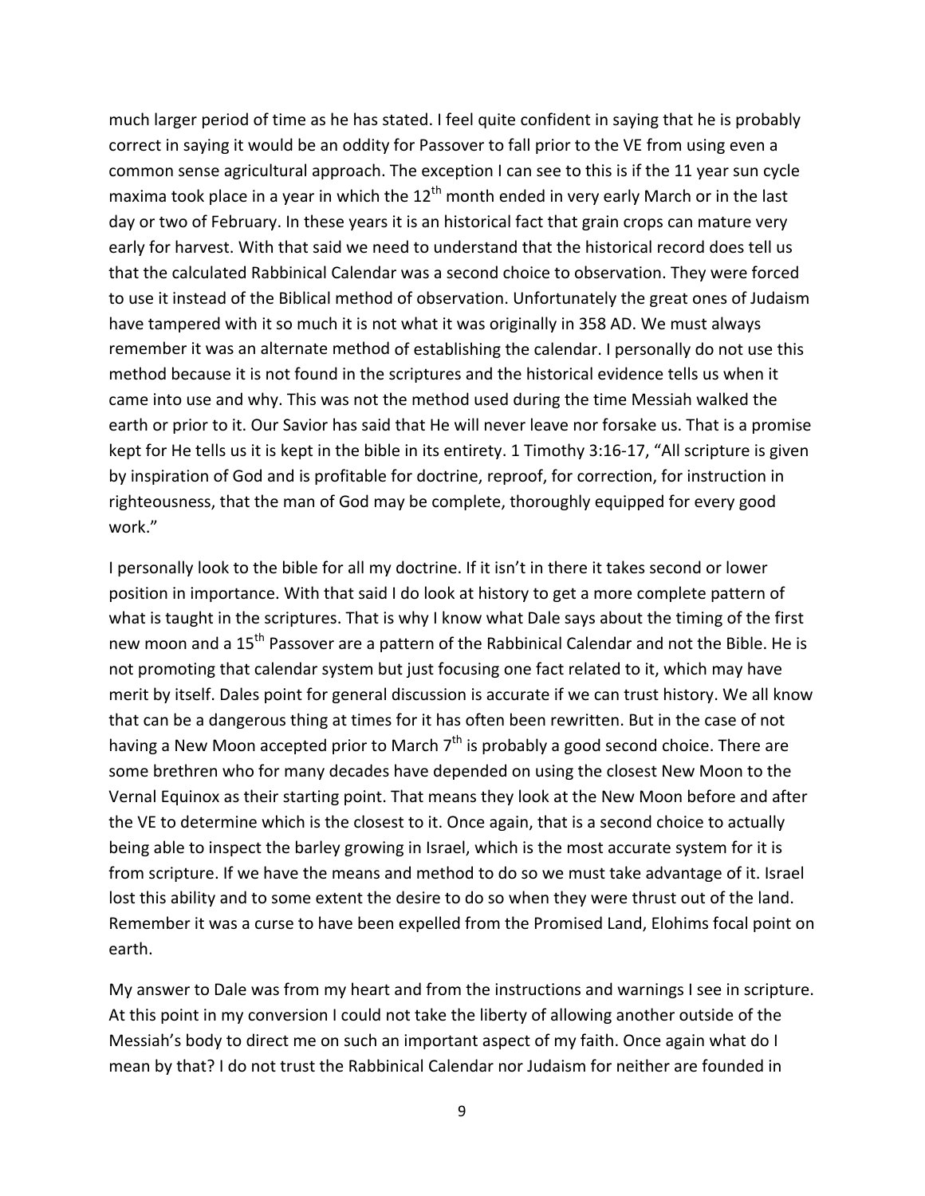much larger period of time as he has stated. I feel quite confident in saying that he is probably correct in saying it would be an oddity for Passover to fall prior to the VE from using even a common sense agricultural approach. The exception I can see to this is if the 11 year sun cycle maxima took place in a year in which the 12th month ended in very early March or in the last day or two of February. In these years it is an historical fact that grain crops can mature very early for harvest. With that said we need to understand that the historical record does tell us that the calculated Rabbinical Calendar was a second choice to observation. They were forced to use it instead of the Biblical method of observation. Unfortunately the great ones of Judaism have tampered with it so much it is not what it was originally in 358 AD. We must always remember it was an alternate method of establishing the calendar. I personally do not use this method because it is not found in the scriptures and the historical evidence tells us when it came into use and why. This was not the method used during the time Messiah walked the earth or prior to it. Our Savior has said that He will never leave nor forsake us. That is a promise kept for He tells us it is kept in the bible in its entirety. 1 Timothy 3:16-17, "All scripture is given by inspiration of God and is profitable for doctrine, reproof, for correction, for instruction in righteousness, that the man of God may be complete, thoroughly equipped for every good work."

I personally look to the bible for all my doctrine. If it isn't in there it takes second or lower position in importance. With that said I do look at history to get a more complete pattern of what is taught in the scriptures. That is why I know what Dale says about the timing of the first new moon and a 15th Passover are a pattern of the Rabbinical Calendar and not the Bible. He is not promoting that calendar system but just focusing one fact related to it, which may have merit by itself. Dales point for general discussion is accurate if we can trust history. We all know that can be a dangerous thing at times for it has often been rewritten. But in the case of not having a New Moon accepted prior to March 7th is probably a good second choice. There are some brethren who for many decades have depended on using the closest New Moon to the Vernal Equinox as their starting point. That means they look at the New Moon before and after the VE to determine which is the closest to it. Once again, that is a second choice to actually being able to inspect the barley growing in Israel, which is the most accurate system for it is from scripture. If we have the means and method to do so we must take advantage of it. Israel lost this ability and to some extent the desire to do so when they were thrust out of the land. Remember it was a curse to have been expelled from the Promised Land, Elohims focal point on earth.

My answer to Dale was from my heart and from the instructions and warnings I see in scripture. At this point in my conversion I could not take the liberty of allowing another outside of the Messiah's body to direct me on such an important aspect of my faith. Once again what do I mean by that? I do not trust the Rabbinical Calendar nor Judaism for neither are founded in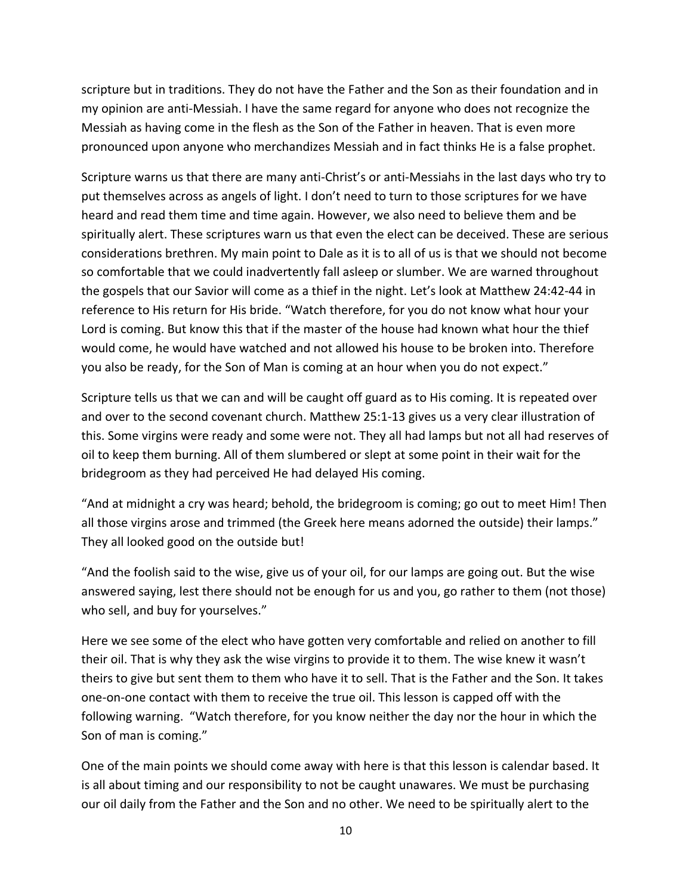scripture but in traditions. They do not have the Father and the Son as their foundation and in my opinion are anti-Messiah. I have the same regard for anyone who does not recognize the Messiah as having come in the flesh as the Son of the Father in heaven. That is even more pronounced upon anyone who merchandizes Messiah and in fact thinks He is a false prophet.

Scripture warns us that there are many anti-Christ's or anti-Messiahs in the last days who try to put themselves across as angels of light. I don't need to turn to those scriptures for we have heard and read them time and time again. However, we also need to believe them and be spiritually alert. These scriptures warn us that even the elect can be deceived. These are serious considerations brethren. My main point to Dale as it is to all of us is that we should not become so comfortable that we could inadvertently fall asleep or slumber. We are warned throughout the gospels that our Savior will come as a thief in the night. Let's look at Matthew 24:42-44 in reference to His return for His bride. "Watch therefore, for you do not know what hour your Lord is coming. But know this that if the master of the house had known what hour the thief would come, he would have watched and not allowed his house to be broken into. Therefore you also be ready, for the Son of Man is coming at an hour when you do not expect."

Scripture tells us that we can and will be caught off guard as to His coming. It is repeated over and over to the second covenant church. Matthew 25:1-13 gives us a very clear illustration of this. Some virgins were ready and some were not. They all had lamps but not all had reserves of oil to keep them burning. All of them slumbered or slept at some point in their wait for the bridegroom as they had perceived He had delayed His coming.

"And at midnight a cry was heard; behold, the bridegroom is coming; go out to meet Him! Then all those virgins arose and trimmed (the Greek here means adorned the outside) their lamps." They all looked good on the outside but!

"And the foolish said to the wise, give us of your oil, for our lamps are going out. But the wise answered saying, lest there should not be enough for us and you, go rather to them (not those) who sell, and buy for yourselves."

Here we see some of the elect who have gotten very comfortable and relied on another to fill their oil. That is why they ask the wise virgins to provide it to them. The wise knew it wasn't theirs to give but sent them to them who have it to sell. That is the Father and the Son. It takes one-on-one contact with them to receive the true oil. This lesson is capped off with the following warning. "Watch therefore, for you know neither the day nor the hour in which the Son of man is coming."

One of the main points we should come away with here is that this lesson is calendar based. It is all about timing and our responsibility to not be caught unawares. We must be purchasing our oil daily from the Father and the Son and no other. We need to be spiritually alert to the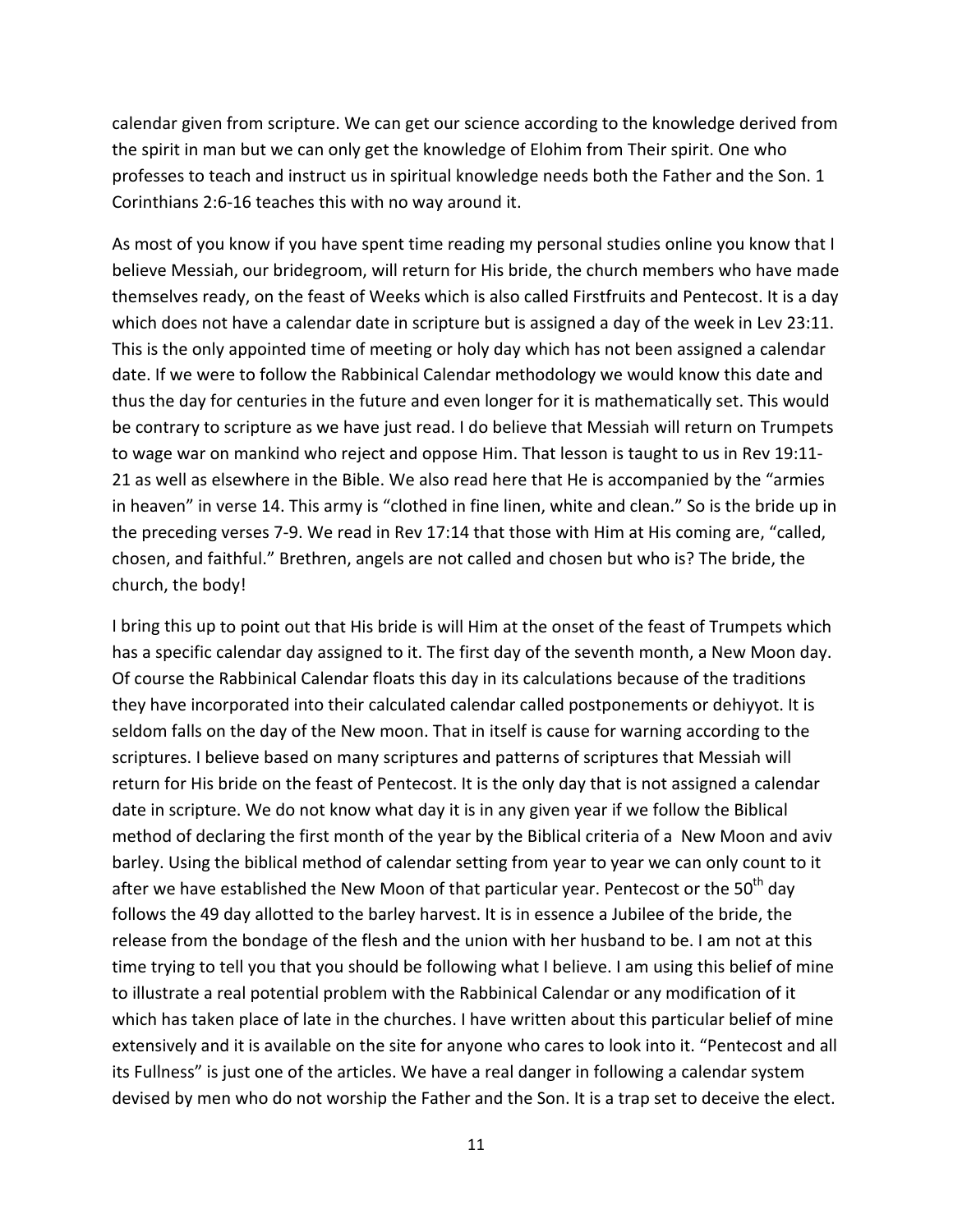calendar given from scripture. We can get our science according to the knowledge derived from the spirit in man but we can only get the knowledge of Elohim from Their spirit. One who professes to teach and instruct us in spiritual knowledge needs both the Father and the Son. 1 Corinthians 2:6-16 teaches this with no way around it.

As most of you know if you have spent time reading my personal studies online you know that I believe Messiah, our bridegroom, will return for His bride, the church members who have made themselves ready, on the feast of Weeks which is also called Firstfruits and Pentecost. It is a day which does not have a calendar date in scripture but is assigned a day of the week in Lev 23:11. This is the only appointed time of meeting or holy day which has not been assigned a calendar date. If we were to follow the Rabbinical Calendar methodology we would know this date and thus the day for centuries in the future and even longer for it is mathematically set. This would be contrary to scripture as we have just read. I do believe that Messiah will return on Trumpets to wage war on mankind who reject and oppose Him. That lesson is taught to us in Rev 19:11-21 as well as elsewhere in the Bible. We also read here that He is accompanied by the "armies in heaven" in verse 14. This army is "clothed in fine linen, white and clean." So is the bride up in the preceding verses 7-9. We read in Rev 17:14 that those with Him at His coming are, "called, chosen, and faithful." Brethren, angels are not called and chosen but who is? The bride, the church, the body!

I bring this up to point out that His bride is will Him at the onset of the feast of Trumpets which has a specific calendar day assigned to it. The first day of the seventh month, a New Moon day. Of course the Rabbinical Calendar floats this day in its calculations because of the traditions they have incorporated into their calculated calendar called postponements or dehiyyot. It is seldom falls on the day of the New moon. That in itself is cause for warning according to the scriptures. I believe based on many scriptures and patterns of scriptures that Messiah will return for His bride on the feast of Pentecost. It is the only day that is not assigned a calendar date in scripture. We do not know what day it is in any given year if we follow the Biblical method of declaring the first month of the year by the Biblical criteria of a New Moon and aviv barley. Using the biblical method of calendar setting from year to year we can only count to it after we have established the New Moon of that particular year. Pentecost or the 50th day follows the 49 day allotted to the barley harvest. It is in essence a Jubilee of the bride, the release from the bondage of the flesh and the union with her husband to be. I am not at this time trying to tell you that you should be following what I believe. I am using this belief of mine to illustrate a real potential problem with the Rabbinical Calendar or any modification of it which has taken place of late in the churches. I have written about this particular belief of mine extensively and it is available on the site for anyone who cares to look into it. "Pentecost and all its Fullness" is just one of the articles. We have a real danger in following a calendar system devised by men who do not worship the Father and the Son. It is a trap set to deceive the elect.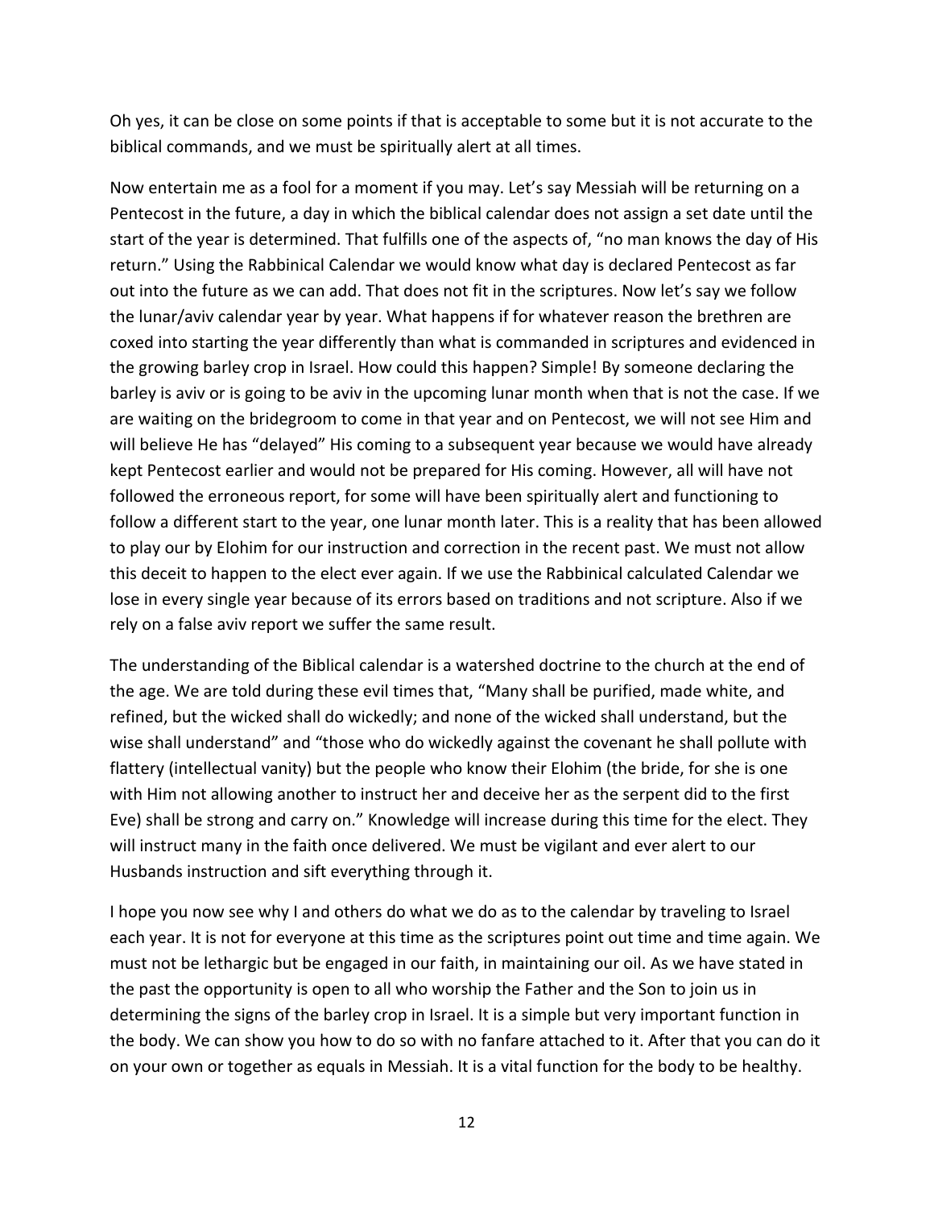Oh yes, it can be close on some points if that is acceptable to some but it is not accurate to the biblical commands, and we must be spiritually alert at all times.

Now entertain me as a fool for a moment if you may. Let's say Messiah will be returning on a Pentecost in the future, a day in which the biblical calendar does not assign a set date until the start of the year is determined. That fulfills one of the aspects of, "no man knows the day of His return." Using the Rabbinical Calendar we would know what day is declared Pentecost as far out into the future as we can add. That does not fit in the scriptures. Now let's say we follow the lunar/aviv calendar year by year. What happens if for whatever reason the brethren are coxed into starting the year differently than what is commanded in scriptures and evidenced in the growing barley crop in Israel. How could this happen? Simple! By someone declaring the barley is aviv or is going to be aviv in the upcoming lunar month when that is not the case. If we are waiting on the bridegroom to come in that year and on Pentecost, we will not see Him and will believe He has "delayed" His coming to a subsequent year because we would have already kept Pentecost earlier and would not be prepared for His coming. However, all will have not followed the erroneous report, for some will have been spiritually alert and functioning to follow a different start to the year, one lunar month later. This is a reality that has been allowed to play our by Elohim for our instruction and correction in the recent past. We must not allow this deceit to happen to the elect ever again. If we use the Rabbinical calculated Calendar we lose in every single year because of its errors based on traditions and not scripture. Also if we rely on a false aviv report we suffer the same result.

The understanding of the Biblical calendar is a watershed doctrine to the church at the end of the age. We are told during these evil times that, "Many shall be purified, made white, and refined, but the wicked shall do wickedly; and none of the wicked shall understand, but the wise shall understand" and "those who do wickedly against the covenant he shall pollute with flattery (intellectual vanity) but the people who know their Elohim (the bride, for she is one with Him not allowing another to instruct her and deceive her as the serpent did to the first Eve) shall be strong and carry on." Knowledge will increase during this time for the elect. They will instruct many in the faith once delivered. We must be vigilant and ever alert to our Husbands instruction and sift everything through it.

I hope you now see why I and others do what we do as to the calendar by traveling to Israel each year. It is not for everyone at this time as the scriptures point out time and time again. We must not be lethargic but be engaged in our faith, in maintaining our oil. As we have stated in the past the opportunity is open to all who worship the Father and the Son to join us in determining the signs of the barley crop in Israel. It is a simple but very important function in the body. We can show you how to do so with no fanfare attached to it. After that you can do it on your own or together as equals in Messiah. It is a vital function for the body to be healthy.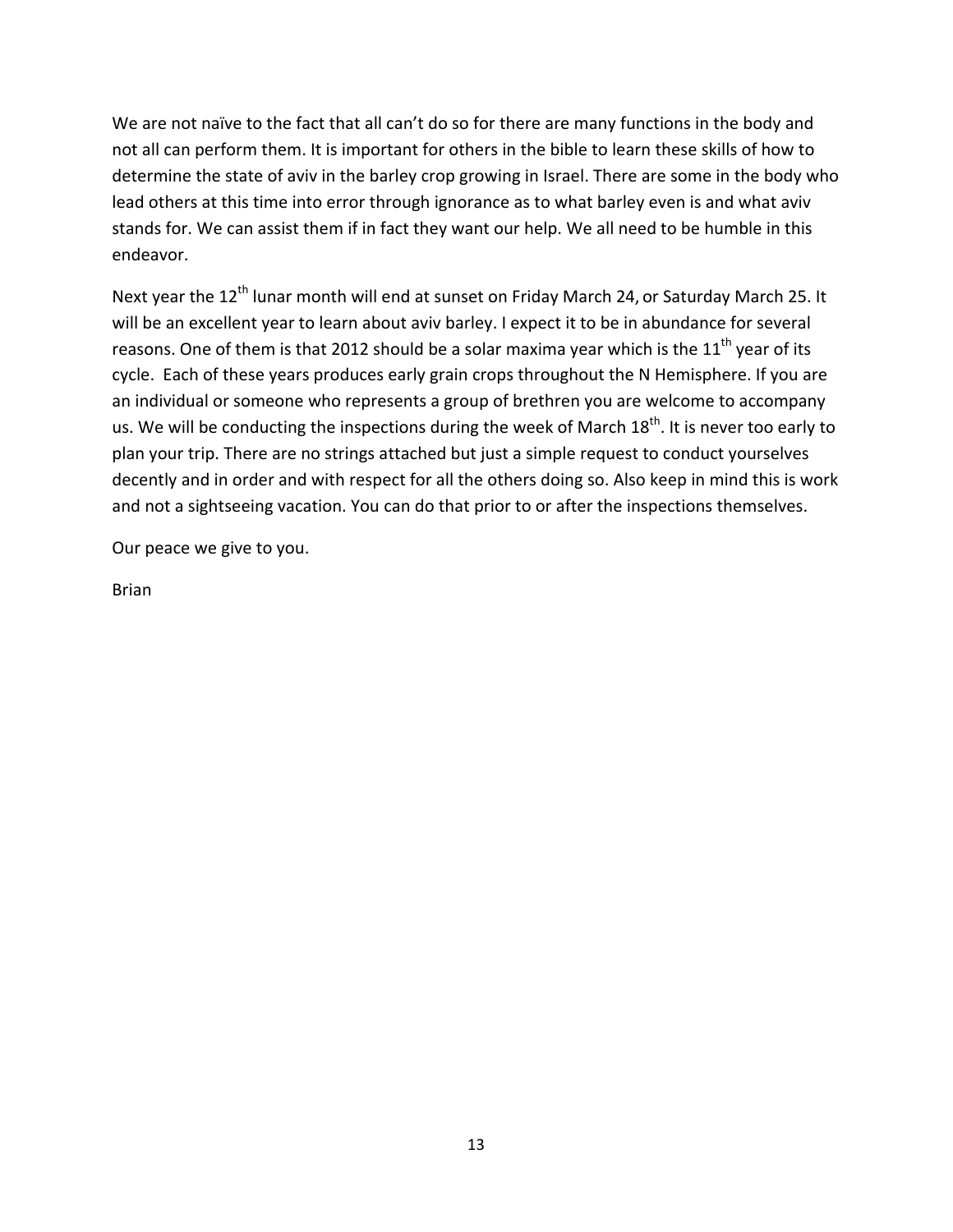We are not naïve to the fact that all can't do so for there are many functions in the body and not all can perform them. It is important for others in the bible to learn these skills of how to determine the state of aviv in the barley crop growing in Israel. There are some in the body who lead others at this time into error through ignorance as to what barley even is and what aviv stands for. We can assist them if in fact they want our help. We all need to be humble in this endeavor.

Next year the $12^{th}$ lunar month will end at sunset on Friday March 24, or Saturday March 25. It will be an excellent year to learn about aviv barley. I expect it to be in abundance for several reasons. One of them is that 2012 should be a solar maxima year which is the $11^{th}$ year of its cycle. Each of these years produces early grain crops throughout the N Hemisphere. If you are an individual or someone who represents a group of brethren you are welcome to accompany us. We will be conducting the inspections during the week of March $18^{th}$. It is never too early to plan your trip. There are no strings attached but just a simple request to conduct yourselves decently and in order and with respect for all the others doing so. Also keep in mind this is work and not a sightseeing vacation. You can do that prior to or after the inspections themselves.

Our peace we give to you.

Brian